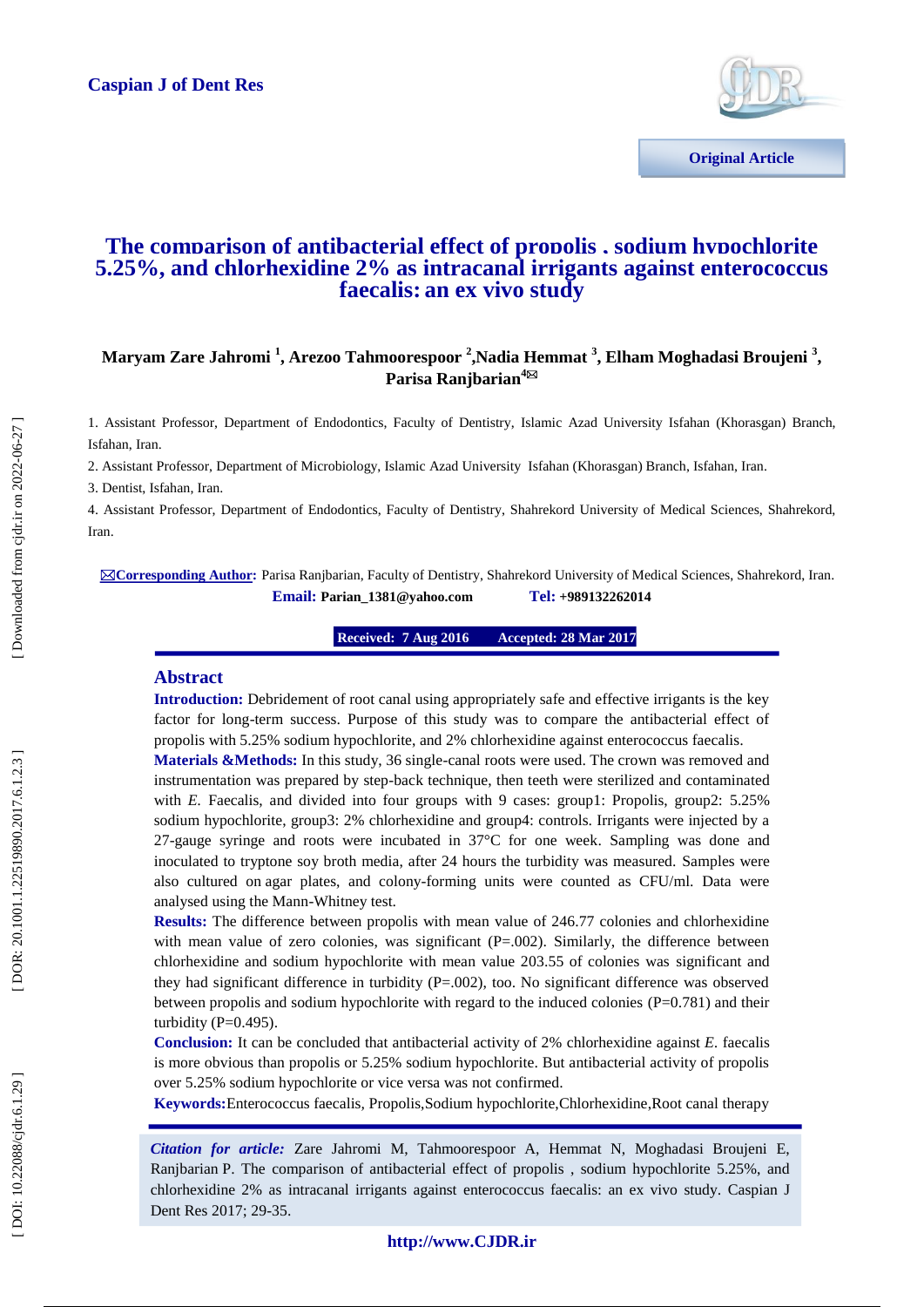Caspian J of Dent Res

Original Article

# The comparison of antibacterial effect of propolis , sodium hypochlorite 5.25%, and chlorhexidine 2% as intracanal irrigants against enterococcus faecalis: an ex vivo study

**Maryam Zare Jahromi [1], Arezoo Tahmoorespoor [2], Nadia Hemmat [3], Elham Moghadasi Broujeni [3], Parisa Ranjbarian[4]✉**

1. Assistant Professor, Department of Endodontics, Faculty of Dentistry, Islamic Azad University Isfahan (Khorasgan) Branch, Isfahan, Iran.

2. Assistant Professor, Department of Microbiology, Islamic Azad University Isfahan (Khorasgan) Branch, Isfahan, Iran.

3. Dentist, Isfahan, Iran.

4. Assistant Professor, Department of Endodontics, Faculty of Dentistry, Shahrekord University of Medical Sciences, Shahrekord, Iran.

✉**Corresponding Author:** Parisa Ranjbarian, Faculty of Dentistry, Shahrekord University of Medical Sciences, Shahrekord, Iran.
**Email:** Parian_1381@yahoo.com **Tel:** +989132262014

**Received: 7 Aug 2016 Accepted: 28 Mar 2017**

## Abstract

**Introduction:** Debridement of root canal using appropriately safe and effective irrigants is the key factor for long-term success. Purpose of this study was to compare the antibacterial effect of propolis with 5.25% sodium hypochlorite, and 2% chlorhexidine against enterococcus faecalis.

**Materials &Methods:** In this study, 36 single-canal roots were used. The crown was removed and instrumentation was prepared by step-back technique, then teeth were sterilized and contaminated with *E.* Faecalis, and divided into four groups with 9 cases: group1: Propolis, group2: 5.25% sodium hypochlorite, group3: 2% chlorhexidine and group4: controls. Irrigants were injected by a 27-gauge syringe and roots were incubated in 37°C for one week. Sampling was done and inoculated to tryptone soy broth media, after 24 hours the turbidity was measured. Samples were also cultured on agar plates, and colony-forming units were counted as CFU/ml. Data were analysed using the Mann-Whitney test.

**Results:** The difference between propolis with mean value of 246.77 colonies and chlorhexidine with mean value of zero colonies, was significant (P=.002). Similarly, the difference between chlorhexidine and sodium hypochlorite with mean value 203.55 of colonies was significant and they had significant difference in turbidity (P=.002), too. No significant difference was observed between propolis and sodium hypochlorite with regard to the induced colonies (P=0.781) and their turbidity (P=0.495).

**Conclusion:** It can be concluded that antibacterial activity of 2% chlorhexidine against *E.* faecalis is more obvious than propolis or 5.25% sodium hypochlorite. But antibacterial activity of propolis over 5.25% sodium hypochlorite or vice versa was not confirmed.

**Keywords:** Enterococcus faecalis, Propolis, Sodium hypochlorite, Chlorhexidine, Root canal therapy

*Citation for article:* Zare Jahromi M, Tahmoorespoor A, Hemmat N, Moghadasi Broujeni E, Ranjbarian P. The comparison of antibacterial effect of propolis , sodium hypochlorite 5.25%, and chlorhexidine 2% as intracanal irrigants against enterococcus faecalis: an ex vivo study. Caspian J Dent Res 2017; 29-35.

http://www.CJDR.ir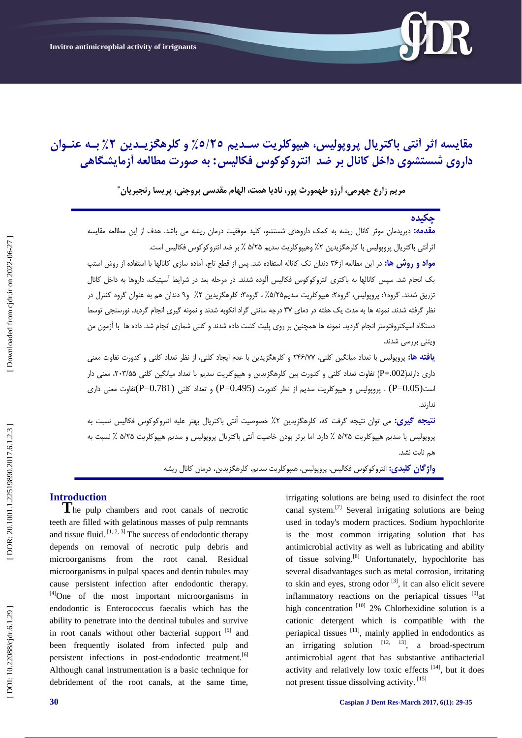# مقایسه اثر آنتی باکتریال پروپولیس، هیپوکلریت سـدیم ۵/۲۵٪ و کلرهگزیـدین ۲٪ بـه عنـوان داروی شستشوی داخل کانال بر ضد انتروکوکوس فکالیس: به صورت مطالعه آزمایشگاهی

**مریم زارع جهرمی، آرزو طهمورث پور، نادیا همت، الهام مقدسی بروجنی، پریسا رنجبریان***

## چکیده

**مقدمه:** دبریدمان موثر کانال ریشه به کمک داروهای شستشو، کلید موفقیت درمان ریشه می باشد. هدف از این مطالعه مقایسه اثرآنتی باکتریال پروپولیس با کلرهگزیدین ۲٪ وهیپوکلریت سدیم ۵/۲۵ ٪ بر ضد انتروکوکوس فکالیس است.

**مواد و روش ها:** در این مطالعه از۳۶ دندان تک کاناله استفاده شد. پس از قطع تاج، آماده سازی کانالها با استفاده از روش استپ بک انجام شد. سپس کانالها با باکتری انتروکوکوس فکالیس آلوده شدند. در مرحله بعد در شرایط آسپتیک، داروها به داخل کانال تزریق شدند. گروه۱: پروپولیس، گروه۲: هیپوکلریت سدیم۵/۲۵٪ ، گروه۳: کلرهگزیدین ۲٪ و۹ دندان هم به عنوان گروه کنترل در نظر گرفته شدند. نمونه ها به مدت یک هفته در دمای ۳۷ درجه سانتی گراد انکوبه شدند و نمونه گیری انجام گردید. نورسنجی توسط دستگاه اسپکتروفتومتر انجام گردید. نمونه ها همچنین بر روی پلیت کشت داده شدند و کلنی شماری انجام شد. داده ها با آزمون من ویتنی بررسی شدند.

**یافته ها:** پروپولیس با تعداد میانگین کلنی، ۲۴۶/۷۷ و کلرهگزیدین با عدم ایجاد کلنی، از نظر تعداد کلنی و کدورت تفاوت معنی داری دارند(P=.002) تفاوت تعداد کلنی و کدورت بین کلرهگزیدین و هیپوکلریت سدیم با تعداد میانگین کلنی ۲۰۳/۵۵، معنی دار است(P=0.05) . پروپولیس و هیپوکلریت سدیم از نظر کدورت (P=0.495) و تعداد کلنی (P=0.781)تفاوت معنی داری ندارند.

**نتیجه گیری:** می توان نتیجه گرفت که، کلرهگزیدین ۲٪ خصوصیت آنتی باکتریال بهتر علیه انتروکوکوس فکالیس نسبت به پروپولیس یا سدیم هیپوکلریت ۵/۲۵ ٪ دارد. اما برتر بودن خاصیت آنتی باکتریال پروپولیس و سدیم هیپوکلریت ۵/۲۵ ٪ نسبت به هم ثابت نشد.

**واژگان کلیدی:** انتروکوکوس فکالیس، پروپولیس، هیپوکلریت سدیم، کلرهگزیدین، درمان کانال ریشه

## Introduction

The pulp chambers and root canals of necrotic teeth are filled with gelatinous masses of pulp remnants and tissue fluid. [1, 2, 3] The success of endodontic therapy depends on removal of necrotic pulp debris and microorganisms from the root canal. Residual microorganisms in pulpal spaces and dentin tubules may cause persistent infection after endodontic therapy. [4] One of the most important microorganisms in endodontic is Enterococcus faecalis which has the ability to penetrate into the dentinal tubules and survive in root canals without other bacterial support [5] and been frequently isolated from infected pulp and persistent infections in post-endodontic treatment. [6] Although canal instrumentation is a basic technique for debridement of the root canals, at the same time, irrigating solutions are being used to disinfect the root canal system. [7] Several irrigating solutions are being used in today's modern practices. Sodium hypochlorite is the most common irrigating solution that has antimicrobial activity as well as lubricating and ability of tissue solving. [8] Unfortunately, hypochlorite has several disadvantages such as metal corrosion, irritating to skin and eyes, strong odor [3], it can also elicit severe inflammatory reactions on the periapical tissues [9] at high concentration [10] 2% Chlorhexidine solution is a cationic detergent which is compatible with the periapical tissues [11], mainly applied in endodontics as an irrigating solution [12, 13], a broad-spectrum antimicrobial agent that has substantive antibacterial activity and relatively low toxic effects [14], but it does not present tissue dissolving activity. [15]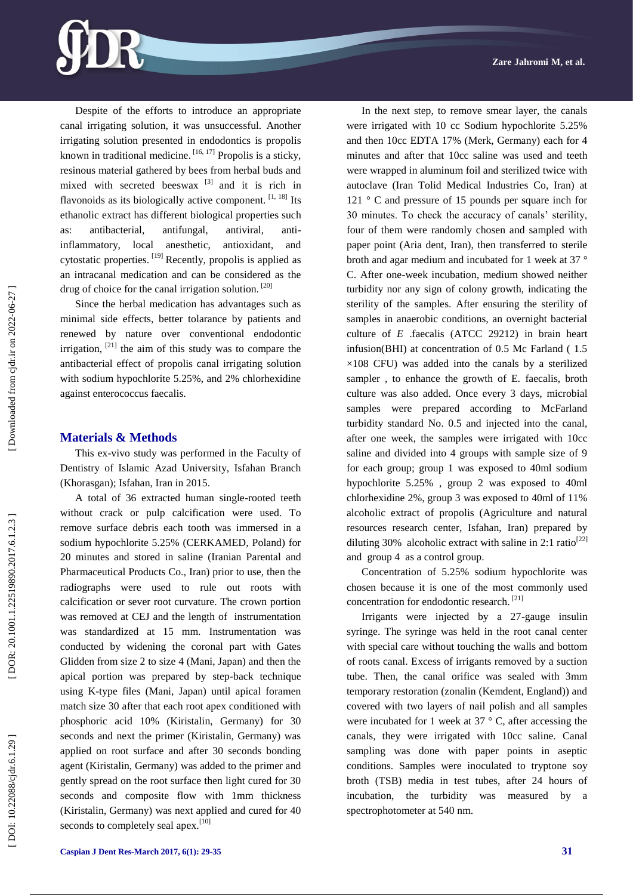Despite of the efforts to introduce an appropriate canal irrigating solution, it was unsuccessful. Another irrigating solution presented in endodontics is propolis known in traditional medicine. [16, 17] Propolis is a sticky, resinous material gathered by bees from herbal buds and mixed with secreted beeswax [3] and it is rich in flavonoids as its biologically active component. [1, 18] Its ethanolic extract has different biological properties such as: antibacterial, antifungal, antiviral, anti-inflammatory, local anesthetic, antioxidant, and cytostatic properties. [19] Recently, propolis is applied as an intracanal medication and can be considered as the drug of choice for the canal irrigation solution. [20]

Since the herbal medication has advantages such as minimal side effects, better tolarance by patients and renewed by nature over conventional endodontic irrigation, [21] the aim of this study was to compare the antibacterial effect of propolis canal irrigating solution with sodium hypochlorite 5.25%, and 2% chlorhexidine against enterococcus faecalis.

## Materials & Methods

This ex-vivo study was performed in the Faculty of Dentistry of Islamic Azad University, Isfahan Branch (Khorasgan); Isfahan, Iran in 2015.

A total of 36 extracted human single-rooted teeth without crack or pulp calcification were used. To remove surface debris each tooth was immersed in a sodium hypochlorite 5.25% (CERKAMED, Poland) for 20 minutes and stored in saline (Iranian Parental and Pharmaceutical Products Co., Iran) prior to use, then the radiographs were used to rule out roots with calcification or sever root curvature. The crown portion was removed at CEJ and the length of instrumentation was standardized at 15 mm. Instrumentation was conducted by widening the coronal part with Gates Glidden from size 2 to size 4 (Mani, Japan) and then the apical portion was prepared by step-back technique using K-type files (Mani, Japan) until apical foramen match size 30 after that each root apex conditioned with phosphoric acid 10% (Kiristalin, Germany) for 30 seconds and next the primer (Kiristalin, Germany) was applied on root surface and after 30 seconds bonding agent (Kiristalin, Germany) was added to the primer and gently spread on the root surface then light cured for 30 seconds and composite flow with 1mm thickness (Kiristalin, Germany) was next applied and cured for 40 seconds to completely seal apex.[10]

In the next step, to remove smear layer, the canals were irrigated with 10 cc Sodium hypochlorite 5.25% and then 10cc EDTA 17% (Merk, Germany) each for 4 minutes and after that 10cc saline was used and teeth were wrapped in aluminum foil and sterilized twice with autoclave (Iran Tolid Medical Industries Co, Iran) at 121 ° C and pressure of 15 pounds per square inch for 30 minutes. To check the accuracy of canals' sterility, four of them were randomly chosen and sampled with paper point (Aria dent, Iran), then transferred to sterile broth and agar medium and incubated for 1 week at 37 ° C. After one-week incubation, medium showed neither turbidity nor any sign of colony growth, indicating the sterility of the samples. After ensuring the sterility of samples in anaerobic conditions, an overnight bacterial culture of *E* .faecalis (ATCC 29212) in brain heart infusion(BHI) at concentration of 0.5 Mc Farland ( 1.5 $\times$108 CFU) was added into the canals by a sterilized sampler , to enhance the growth of E. faecalis, broth culture was also added. Once every 3 days, microbial samples were prepared according to McFarland turbidity standard No. 0.5 and injected into the canal, after one week, the samples were irrigated with 10cc saline and divided into 4 groups with sample size of 9 for each group; group 1 was exposed to 40ml sodium hypochlorite 5.25% , group 2 was exposed to 40ml chlorhexidine 2%, group 3 was exposed to 40ml of 11% alcoholic extract of propolis (Agriculture and natural resources research center, Isfahan, Iran) prepared by diluting 30% alcoholic extract with saline in 2:1 ratio[22] and group 4 as a control group.

Concentration of 5.25% sodium hypochlorite was chosen because it is one of the most commonly used concentration for endodontic research. [21]

Irrigants were injected by a 27-gauge insulin syringe. The syringe was held in the root canal center with special care without touching the walls and bottom of roots canal. Excess of irrigants removed by a suction tube. Then, the canal orifice was sealed with 3mm temporary restoration (zonalin (Kemdent, England)) and covered with two layers of nail polish and all samples were incubated for 1 week at 37 ° C, after accessing the canals, they were irrigated with 10cc saline. Canal sampling was done with paper points in aseptic conditions. Samples were inoculated to tryptone soy broth (TSB) media in test tubes, after 24 hours of incubation, the turbidity was measured by a spectrophotometer at 540 nm.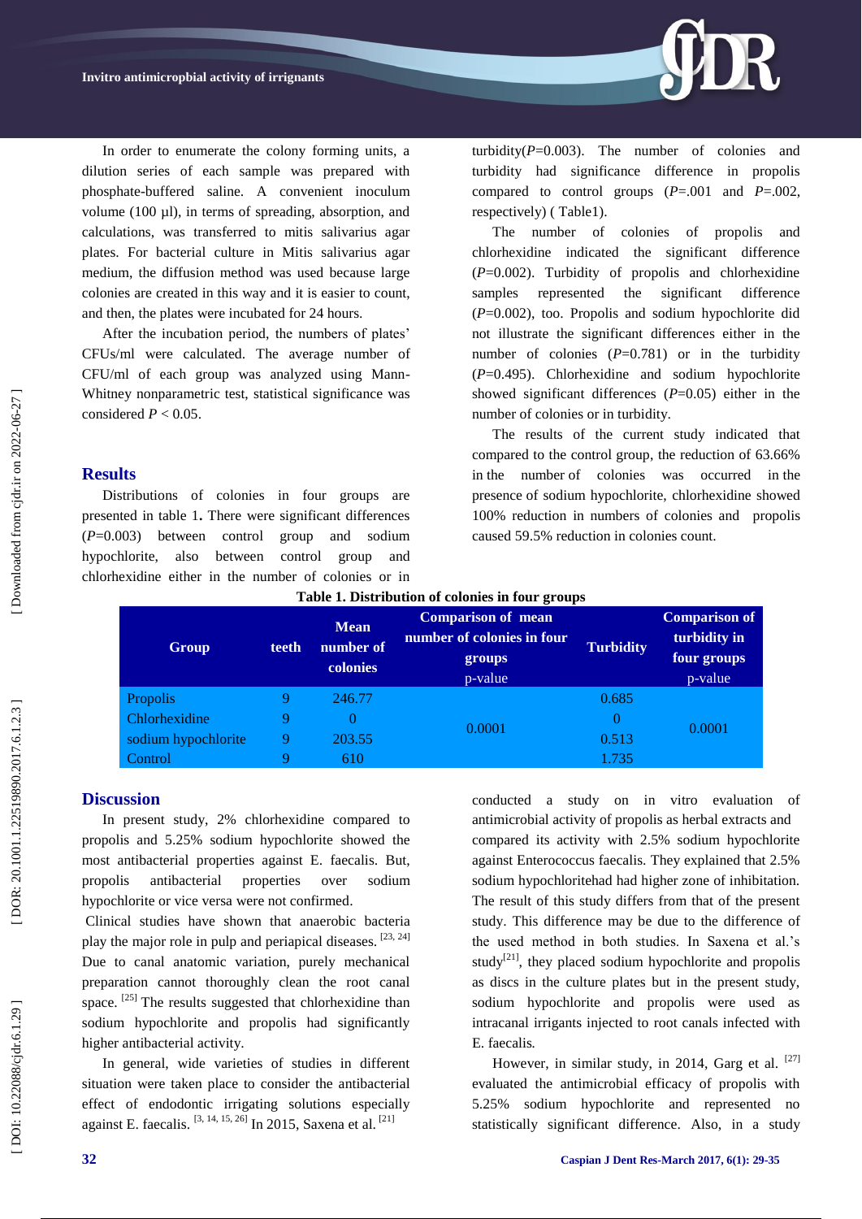In order to enumerate the colony forming units, a dilution series of each sample was prepared with phosphate-buffered saline. A convenient inoculum volume (100 µl), in terms of spreading, absorption, and calculations, was transferred to mitis salivarius agar plates. For bacterial culture in Mitis salivarius agar medium, the diffusion method was used because large colonies are created in this way and it is easier to count, and then, the plates were incubated for 24 hours.

After the incubation period, the numbers of plates' CFUs/ml were calculated. The average number of CFU/ml of each group was analyzed using Mann-Whitney nonparametric test, statistical significance was considered $P < 0.05$.

## Results

Distributions of colonies in four groups are presented in table 1. There were significant differences ($P$=0.003) between control group and sodium hypochlorite, also between control group and chlorhexidine either in the number of colonies or in turbidity($P$=0.003). The number of colonies and turbidity had significance difference in propolis compared to control groups ($P$=.001 and $P$=.002, respectively) ( Table1).

The number of colonies of propolis and chlorhexidine indicated the significant difference ($P$=0.002). Turbidity of propolis and chlorhexidine samples represented the significant difference ($P$=0.002), too. Propolis and sodium hypochlorite did not illustrate the significant differences either in the number of colonies ($P$=0.781) or in the turbidity ($P$=0.495). Chlorhexidine and sodium hypochlorite showed significant differences ($P$=0.05) either in the number of colonies or in turbidity.

The results of the current study indicated that compared to the control group, the reduction of 63.66% in the number of colonies was occurred in the presence of sodium hypochlorite, chlorhexidine showed 100% reduction in numbers of colonies and propolis caused 59.5% reduction in colonies count.

**Table 1. Distribution of colonies in four groups**

| Group | teeth | Mean number of colonies | Comparison of mean number of colonies in four groups p-value | Turbidity | Comparison of turbidity in four groups p-value |
|---|---|---|---|---|---|
| Propolis | 9 | 246.77 | 0.0001 | 0.685 | 0.0001 |
| Chlorhexidine | 9 | 0 | | 0 | |
| sodium hypochlorite | 9 | 203.55 | | 0.513 | |
| Control | 9 | 610 | | 1.735 | |

## Discussion

In present study, 2% chlorhexidine compared to propolis and 5.25% sodium hypochlorite showed the most antibacterial properties against E. faecalis. But, propolis antibacterial properties over sodium hypochlorite or vice versa were not confirmed.

Clinical studies have shown that anaerobic bacteria play the major role in pulp and periapical diseases. [23, 24] Due to canal anatomic variation, purely mechanical preparation cannot thoroughly clean the root canal space. [25] The results suggested that chlorhexidine than sodium hypochlorite and propolis had significantly higher antibacterial activity.

In general, wide varieties of studies in different situation were taken place to consider the antibacterial effect of endodontic irrigating solutions especially against E. faecalis. [3, 14, 15, 26] In 2015, Saxena et al. [21] conducted a study on in vitro evaluation of antimicrobial activity of propolis as herbal extracts and compared its activity with 2.5% sodium hypochlorite against Enterococcus faecalis. They explained that 2.5% sodium hypochloritehad had higher zone of inhibitation. The result of this study differs from that of the present study. This difference may be due to the difference of the used method in both studies. In Saxena et al.'s study[21], they placed sodium hypochlorite and propolis as discs in the culture plates but in the present study, sodium hypochlorite and propolis were used as intracanal irrigants injected to root canals infected with E. faecalis.

However, in similar study, in 2014, Garg et al. [27] evaluated the antimicrobial efficacy of propolis with 5.25% sodium hypochlorite and represented no statistically significant difference. Also, in a study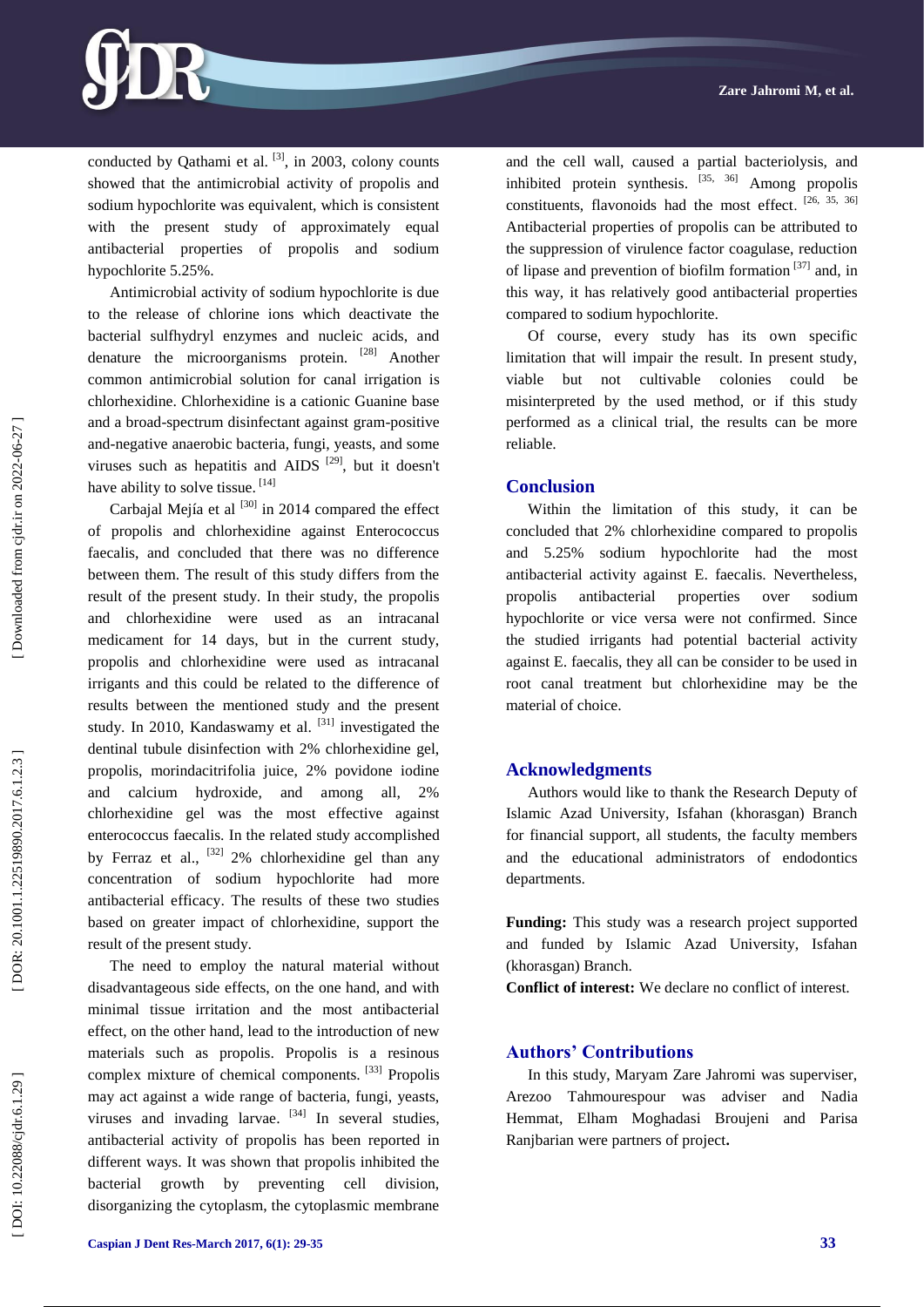conducted by Qathami et al. [3], in 2003, colony counts showed that the antimicrobial activity of propolis and sodium hypochlorite was equivalent, which is consistent with the present study of approximately equal antibacterial properties of propolis and sodium hypochlorite 5.25%.

Antimicrobial activity of sodium hypochlorite is due to the release of chlorine ions which deactivate the bacterial sulfhydryl enzymes and nucleic acids, and denature the microorganisms protein. [28] Another common antimicrobial solution for canal irrigation is chlorhexidine. Chlorhexidine is a cationic Guanine base and a broad-spectrum disinfectant against gram-positive and-negative anaerobic bacteria, fungi, yeasts, and some viruses such as hepatitis and AIDS [29], but it doesn't have ability to solve tissue. [14]

Carbajal Mejía et al [30] in 2014 compared the effect of propolis and chlorhexidine against Enterococcus faecalis, and concluded that there was no difference between them. The result of this study differs from the result of the present study. In their study, the propolis and chlorhexidine were used as an intracanal medicament for 14 days, but in the current study, propolis and chlorhexidine were used as intracanal irrigants and this could be related to the difference of results between the mentioned study and the present study. In 2010, Kandaswamy et al. [31] investigated the dentinal tubule disinfection with 2% chlorhexidine gel, propolis, morindacitrifolia juice, 2% povidone iodine and calcium hydroxide, and among all, 2% chlorhexidine gel was the most effective against enterococcus faecalis. In the related study accomplished by Ferraz et al., [32] 2% chlorhexidine gel than any concentration of sodium hypochlorite had more antibacterial efficacy. The results of these two studies based on greater impact of chlorhexidine, support the result of the present study.

The need to employ the natural material without disadvantageous side effects, on the one hand, and with minimal tissue irritation and the most antibacterial effect, on the other hand, lead to the introduction of new materials such as propolis. Propolis is a resinous complex mixture of chemical components. [33] Propolis may act against a wide range of bacteria, fungi, yeasts, viruses and invading larvae. [34] In several studies, antibacterial activity of propolis has been reported in different ways. It was shown that propolis inhibited the bacterial growth by preventing cell division, disorganizing the cytoplasm, the cytoplasmic membrane and the cell wall, caused a partial bacteriolysis, and inhibited protein synthesis. [35, 36] Among propolis constituents, flavonoids had the most effect. [26, 35, 36] Antibacterial properties of propolis can be attributed to the suppression of virulence factor coagulase, reduction of lipase and prevention of biofilm formation [37] and, in this way, it has relatively good antibacterial properties compared to sodium hypochlorite.

Of course, every study has its own specific limitation that will impair the result. In present study, viable but not cultivable colonies could be misinterpreted by the used method, or if this study performed as a clinical trial, the results can be more reliable.

## Conclusion

Within the limitation of this study, it can be concluded that 2% chlorhexidine compared to propolis and 5.25% sodium hypochlorite had the most antibacterial activity against E. faecalis. Nevertheless, propolis antibacterial properties over sodium hypochlorite or vice versa were not confirmed. Since the studied irrigants had potential bacterial activity against E. faecalis, they all can be consider to be used in root canal treatment but chlorhexidine may be the material of choice.

## Acknowledgments

Authors would like to thank the Research Deputy of Islamic Azad University, Isfahan (khorasgan) Branch for financial support, all students, the faculty members and the educational administrators of endodontics departments.

**Funding:** This study was a research project supported and funded by Islamic Azad University, Isfahan (khorasgan) Branch.

**Conflict of interest:** We declare no conflict of interest.

## Authors' Contributions

In this study, Maryam Zare Jahromi was superviser, Arezoo Tahmourespour was adviser and Nadia Hemmat, Elham Moghadasi Broujeni and Parisa Ranjbarian were partners of project**.**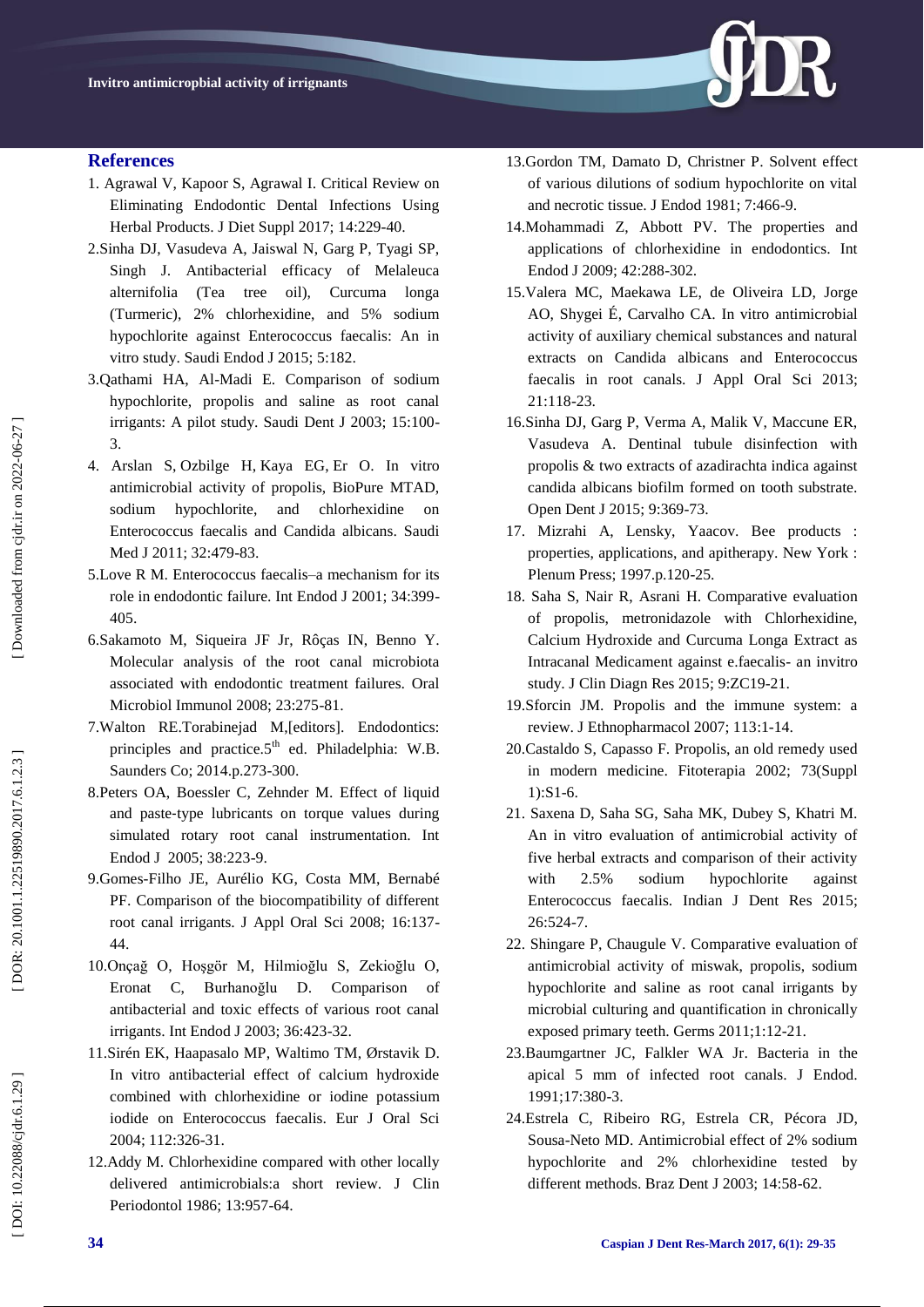## References

1. Agrawal V, Kapoor S, Agrawal I. Critical Review on Eliminating Endodontic Dental Infections Using Herbal Products. J Diet Suppl 2017; 14:229-40.
2. Sinha DJ, Vasudeva A, Jaiswal N, Garg P, Tyagi SP, Singh J. Antibacterial efficacy of Melaleuca alternifolia (Tea tree oil), Curcuma longa (Turmeric), 2% chlorhexidine, and 5% sodium hypochlorite against Enterococcus faecalis: An in vitro study. Saudi Endod J 2015; 5:182.
3. Qathami HA, Al-Madi E. Comparison of sodium hypochlorite, propolis and saline as root canal irrigants: A pilot study. Saudi Dent J 2003; 15:100-3.
4. Arslan S, Ozbilge H, Kaya EG, Er O. In vitro antimicrobial activity of propolis, BioPure MTAD, sodium hypochlorite, and chlorhexidine on Enterococcus faecalis and Candida albicans. Saudi Med J 2011; 32:479-83.
5. Love R M. Enterococcus faecalis–a mechanism for its role in endodontic failure. Int Endod J 2001; 34:399-405.
6. Sakamoto M, Siqueira JF Jr, Rôças IN, Benno Y. Molecular analysis of the root canal microbiota associated with endodontic treatment failures. Oral Microbiol Immunol 2008; 23:275-81.
7. Walton RE.Torabinejad M,[editors]. Endodontics: principles and practice.5th ed. Philadelphia: W.B. Saunders Co; 2014.p.273-300.
8. Peters OA, Boessler C, Zehnder M. Effect of liquid and paste-type lubricants on torque values during simulated rotary root canal instrumentation. Int Endod J 2005; 38:223-9.
9. Gomes-Filho JE, Aurélio KG, Costa MM, Bernabé PF. Comparison of the biocompatibility of different root canal irrigants. J Appl Oral Sci 2008; 16:137-44.
10. Onçağ O, Hoşgör M, Hilmioğlu S, Zekioğlu O, Eronat C, Burhanoğlu D. Comparison of antibacterial and toxic effects of various root canal irrigants. Int Endod J 2003; 36:423-32.
11. Sirén EK, Haapasalo MP, Waltimo TM, Ørstavik D. In vitro antibacterial effect of calcium hydroxide combined with chlorhexidine or iodine potassium iodide on Enterococcus faecalis. Eur J Oral Sci 2004; 112:326-31.
12. Addy M. Chlorhexidine compared with other locally delivered antimicrobials:a short review. J Clin Periodontol 1986; 13:957-64.
13. Gordon TM, Damato D, Christner P. Solvent effect of various dilutions of sodium hypochlorite on vital and necrotic tissue. J Endod 1981; 7:466-9.
14. Mohammadi Z, Abbott PV. The properties and applications of chlorhexidine in endodontics. Int Endod J 2009; 42:288-302.
15. Valera MC, Maekawa LE, de Oliveira LD, Jorge AO, Shygei É, Carvalho CA. In vitro antimicrobial activity of auxiliary chemical substances and natural extracts on Candida albicans and Enterococcus faecalis in root canals. J Appl Oral Sci 2013; 21:118-23.
16. Sinha DJ, Garg P, Verma A, Malik V, Maccune ER, Vasudeva A. Dentinal tubule disinfection with propolis & two extracts of azadirachta indica against candida albicans biofilm formed on tooth substrate. Open Dent J 2015; 9:369-73.
17. Mizrahi A, Lensky, Yaacov. Bee products : properties, applications, and apitherapy. New York : Plenum Press; 1997.p.120-25.
18. Saha S, Nair R, Asrani H. Comparative evaluation of propolis, metronidazole with Chlorhexidine, Calcium Hydroxide and Curcuma Longa Extract as Intracanal Medicament against e.faecalis- an invitro study. J Clin Diagn Res 2015; 9:ZC19-21.
19. Sforcin JM. Propolis and the immune system: a review. J Ethnopharmacol 2007; 113:1-14.
20. Castaldo S, Capasso F. Propolis, an old remedy used in modern medicine. Fitoterapia 2002; 73(Suppl 1):S1-6.
21. Saxena D, Saha SG, Saha MK, Dubey S, Khatri M. An in vitro evaluation of antimicrobial activity of five herbal extracts and comparison of their activity with 2.5% sodium hypochlorite against Enterococcus faecalis. Indian J Dent Res 2015; 26:524-7.
22. Shingare P, Chaugule V. Comparative evaluation of antimicrobial activity of miswak, propolis, sodium hypochlorite and saline as root canal irrigants by microbial culturing and quantification in chronically exposed primary teeth. Germs 2011;1:12-21.
23. Baumgartner JC, Falkler WA Jr. Bacteria in the apical 5 mm of infected root canals. J Endod. 1991;17:380-3.
24. Estrela C, Ribeiro RG, Estrela CR, Pécora JD, Sousa-Neto MD. Antimicrobial effect of 2% sodium hypochlorite and 2% chlorhexidine tested by different methods. Braz Dent J 2003; 14:58-62.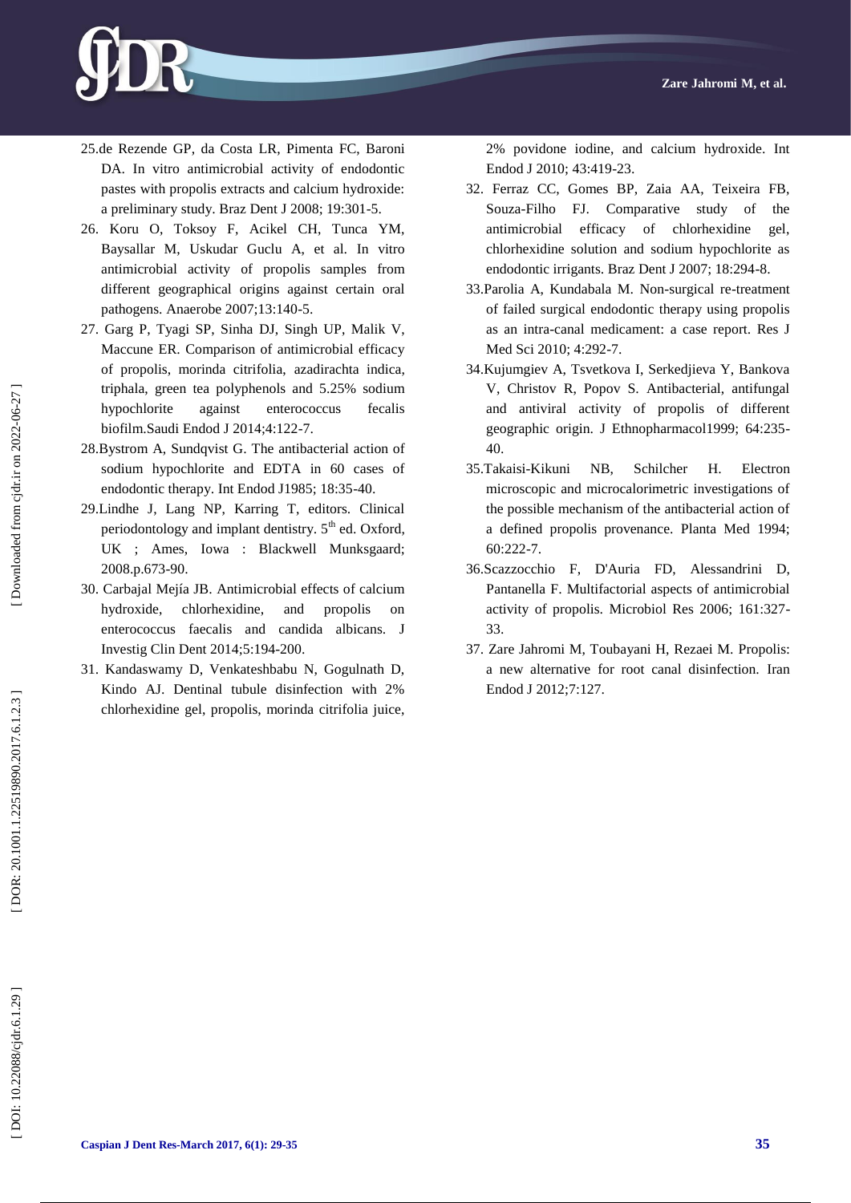25. de Rezende GP, da Costa LR, Pimenta FC, Baroni DA. In vitro antimicrobial activity of endodontic pastes with propolis extracts and calcium hydroxide: a preliminary study. Braz Dent J 2008; 19:301-5.
26. Koru O, Toksoy F, Acikel CH, Tunca YM, Baysallar M, Uskudar Guclu A, et al. In vitro antimicrobial activity of propolis samples from different geographical origins against certain oral pathogens. Anaerobe 2007;13:140-5.
27. Garg P, Tyagi SP, Sinha DJ, Singh UP, Malik V, Maccune ER. Comparison of antimicrobial efficacy of propolis, morinda citrifolia, azadirachta indica, triphala, green tea polyphenols and 5.25% sodium hypochlorite against enterococcus fecalis biofilm.Saudi Endod J 2014;4:122-7.
28. Bystrom A, Sundqvist G. The antibacterial action of sodium hypochlorite and EDTA in 60 cases of endodontic therapy. Int Endod J1985; 18:35-40.
29. Lindhe J, Lang NP, Karring T, editors. Clinical periodontology and implant dentistry. 5th ed. Oxford, UK ; Ames, Iowa : Blackwell Munksgaard; 2008.p.673-90.
30. Carbajal Mejía JB. Antimicrobial effects of calcium hydroxide, chlorhexidine, and propolis on enterococcus faecalis and candida albicans. J Investig Clin Dent 2014;5:194-200.
31. Kandaswamy D, Venkateshbabu N, Gogulnath D, Kindo AJ. Dentinal tubule disinfection with 2% chlorhexidine gel, propolis, morinda citrifolia juice, 2% povidone iodine, and calcium hydroxide. Int Endod J 2010; 43:419-23.
32. Ferraz CC, Gomes BP, Zaia AA, Teixeira FB, Souza-Filho FJ. Comparative study of the antimicrobial efficacy of chlorhexidine gel, chlorhexidine solution and sodium hypochlorite as endodontic irrigants. Braz Dent J 2007; 18:294-8.
33. Parolia A, Kundabala M. Non-surgical re-treatment of failed surgical endodontic therapy using propolis as an intra-canal medicament: a case report. Res J Med Sci 2010; 4:292-7.
34. Kujumgiev A, Tsvetkova I, Serkedjieva Y, Bankova V, Christov R, Popov S. Antibacterial, antifungal and antiviral activity of propolis of different geographic origin. J Ethnopharmacol1999; 64:235-40.
35. Takaisi-Kikuni NB, Schilcher H. Electron microscopic and microcalorimetric investigations of the possible mechanism of the antibacterial action of a defined propolis provenance. Planta Med 1994; 60:222-7.
36. Scazzocchio F, D'Auria FD, Alessandrini D, Pantanella F. Multifactorial aspects of antimicrobial activity of propolis. Microbiol Res 2006; 161:327-33.
37. Zare Jahromi M, Toubayani H, Rezaei M. Propolis: a new alternative for root canal disinfection. Iran Endod J 2012;7:127.